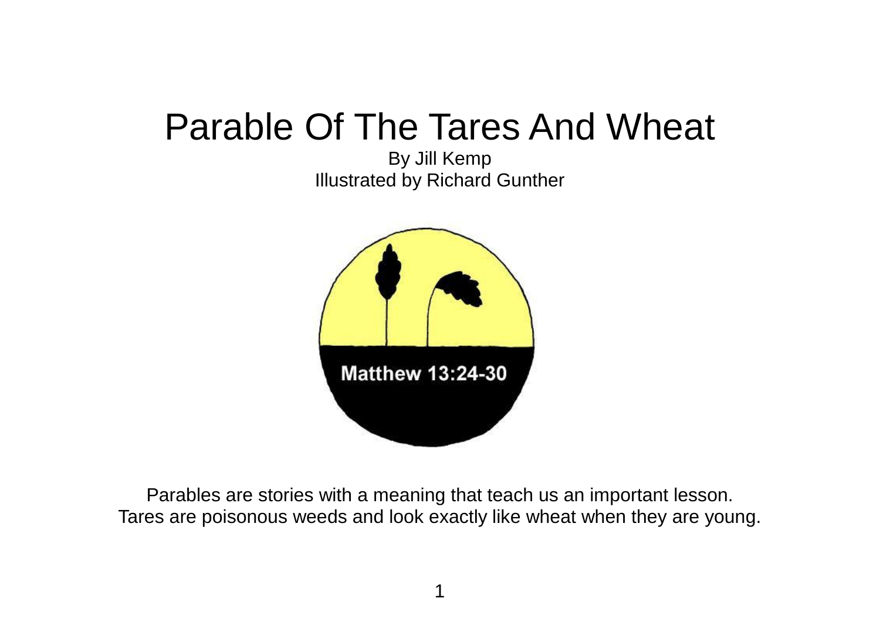# Parable Of The Tares And Wheat

By Jill Kemp
Illustrated by Richard Gunther

Matthew 13:24-30

Parables are stories with a meaning that teach us an important lesson.
Tares are poisonous weeds and look exactly like wheat when they are young.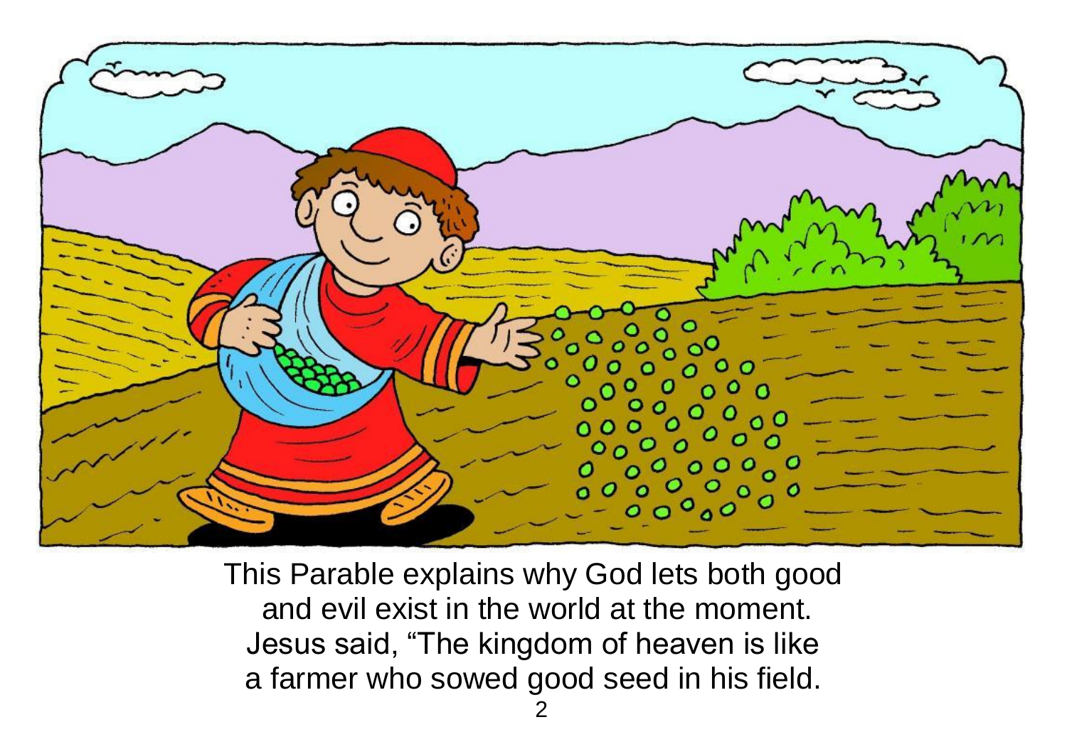This Parable explains why God lets both good and evil exist in the world at the moment. Jesus said, “The kingdom of heaven is like a farmer who sowed good seed in his field.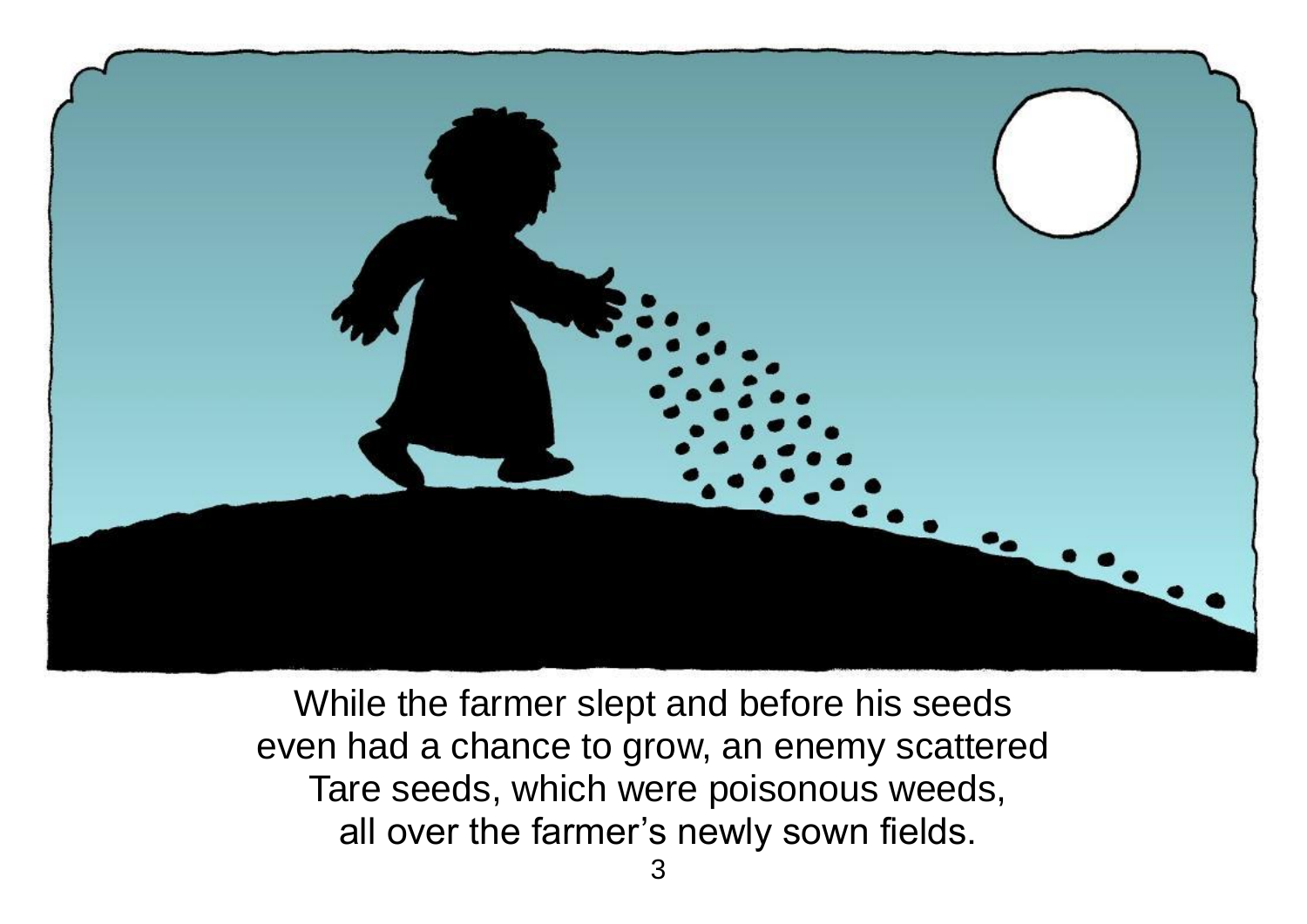While the farmer slept and before his seeds even had a chance to grow, an enemy scattered Tare seeds, which were poisonous weeds, all over the farmer's newly sown fields.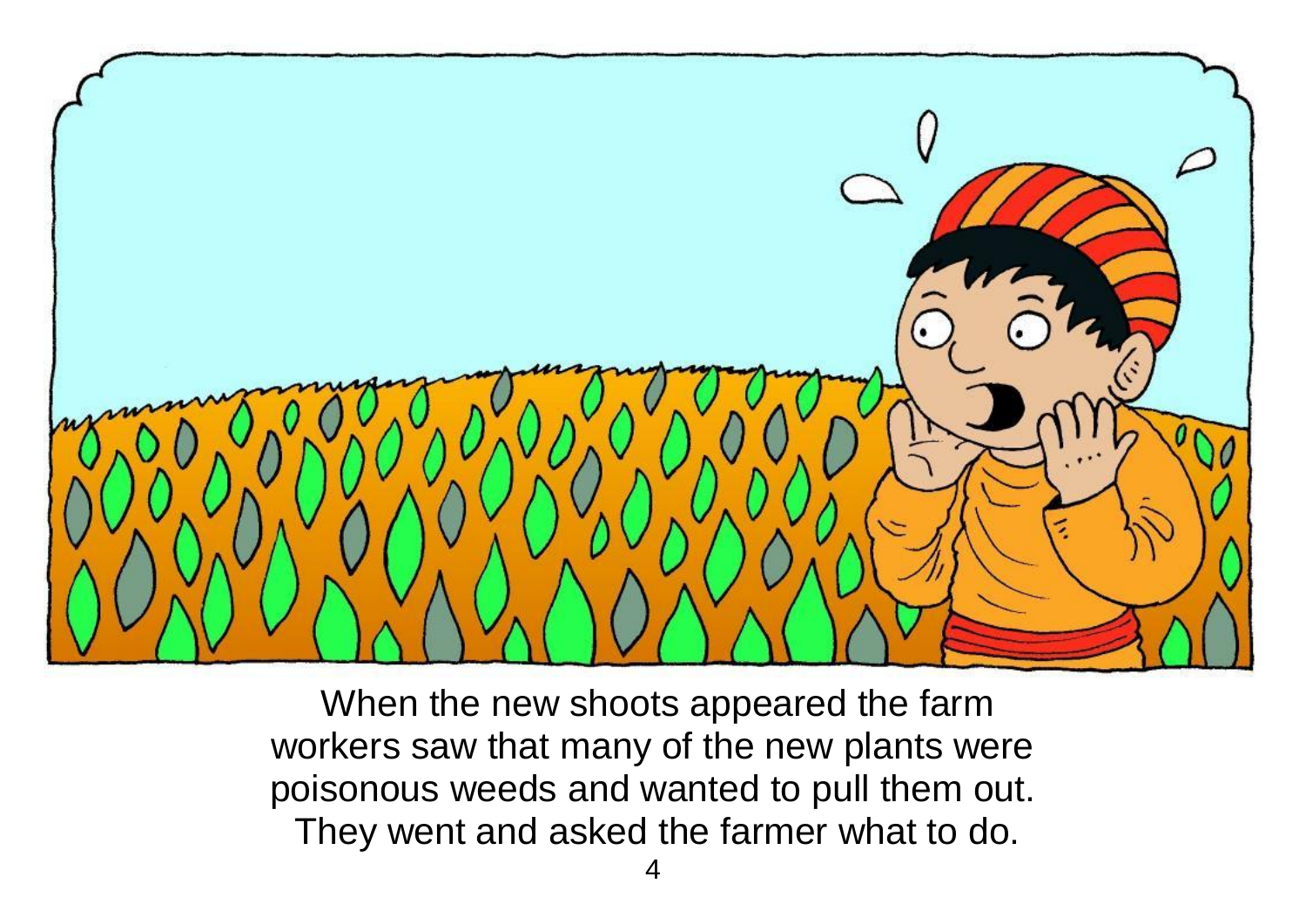When the new shoots appeared the farm workers saw that many of the new plants were poisonous weeds and wanted to pull them out. They went and asked the farmer what to do.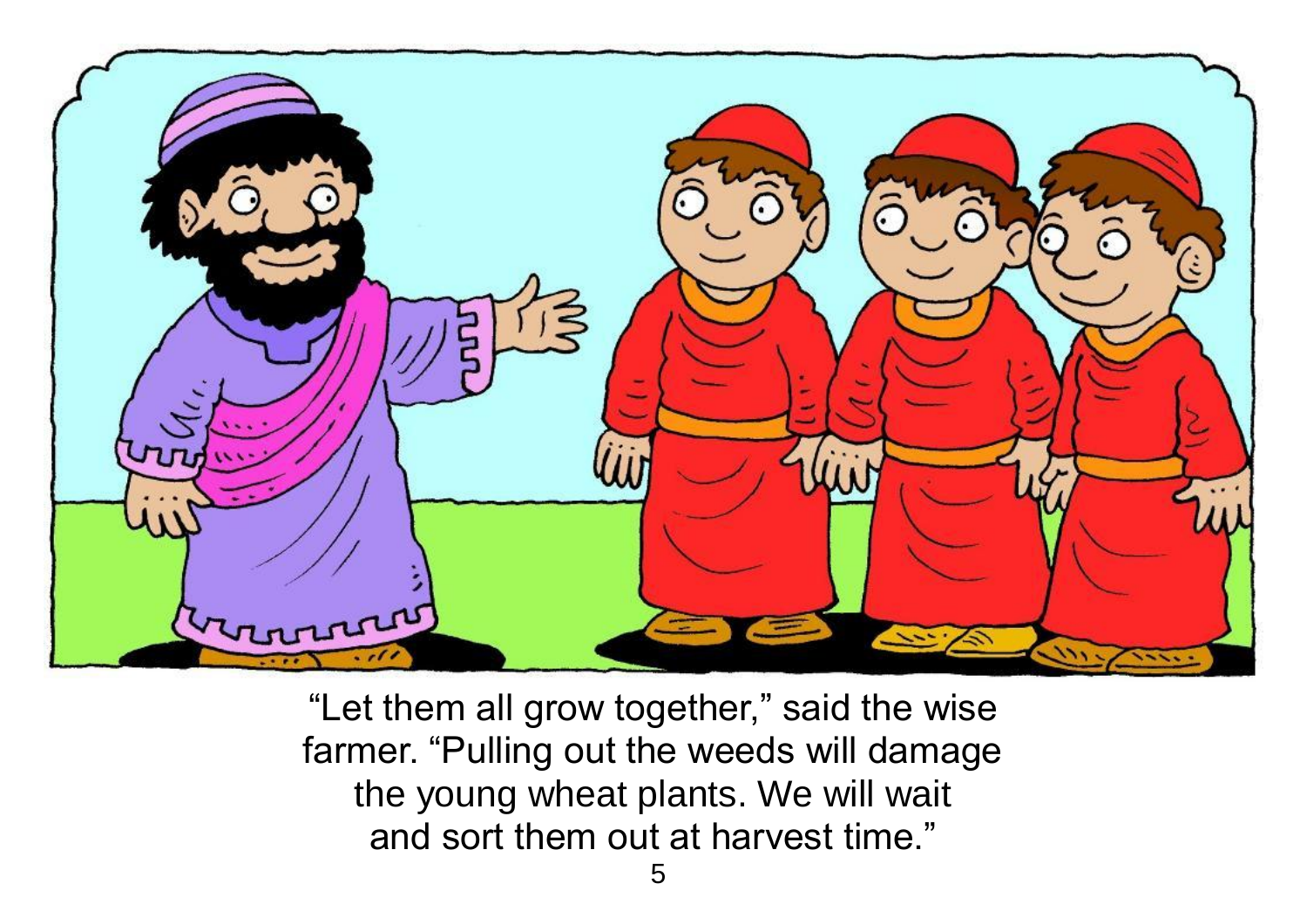"Let them all grow together," said the wise farmer. "Pulling out the weeds will damage the young wheat plants. We will wait and sort them out at harvest time."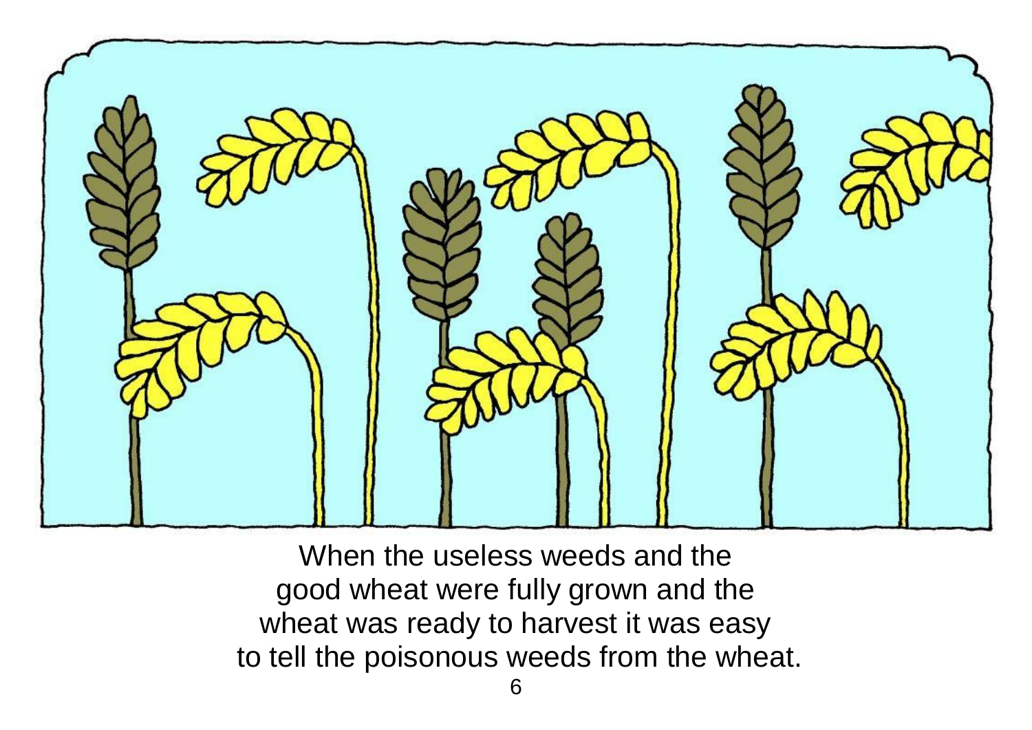When the useless weeds and the good wheat were fully grown and the wheat was ready to harvest it was easy to tell the poisonous weeds from the wheat.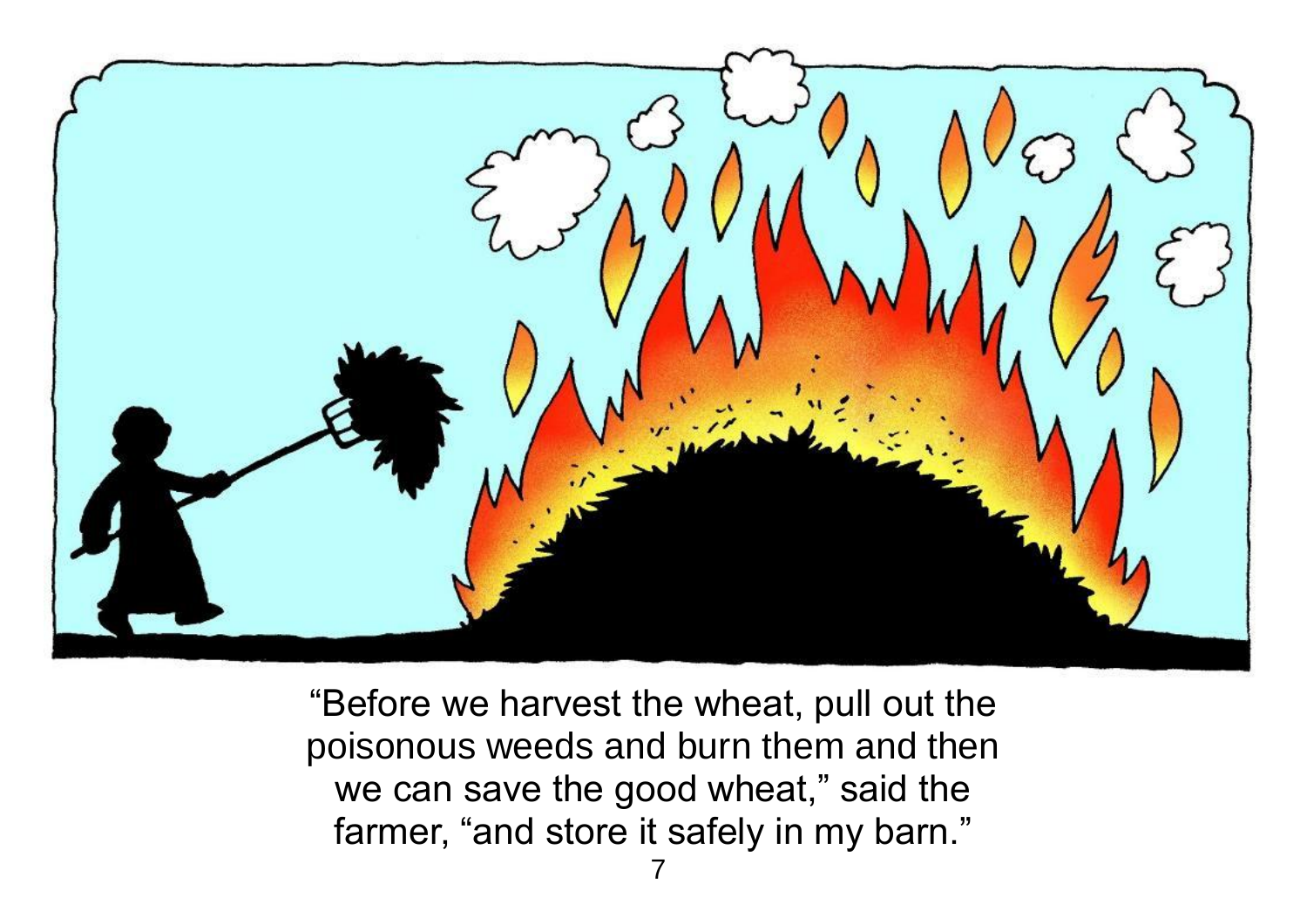"Before we harvest the wheat, pull out the poisonous weeds and burn them and then we can save the good wheat," said the farmer, "and store it safely in my barn."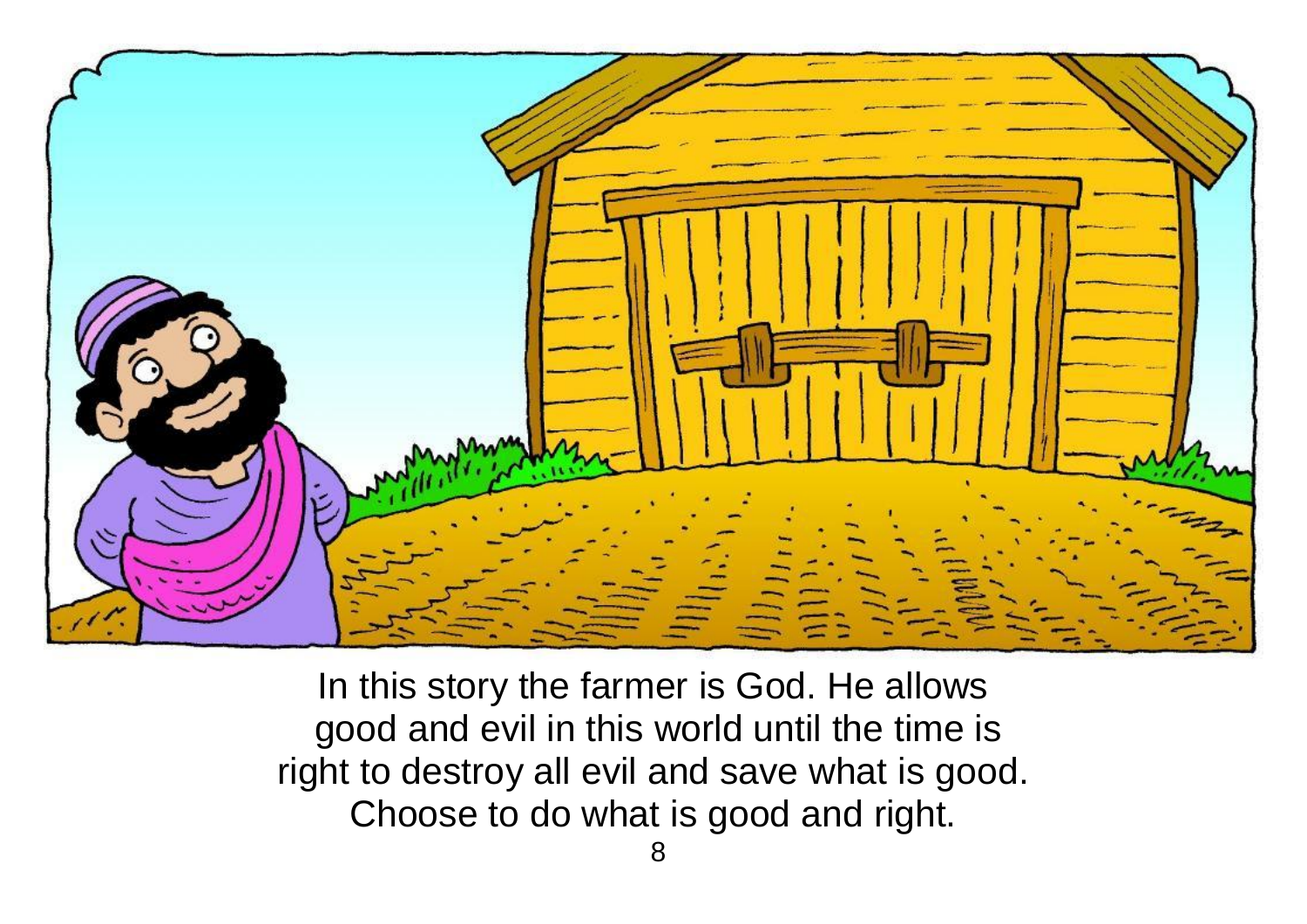In this story the farmer is God. He allows good and evil in this world until the time is right to destroy all evil and save what is good. Choose to do what is good and right.